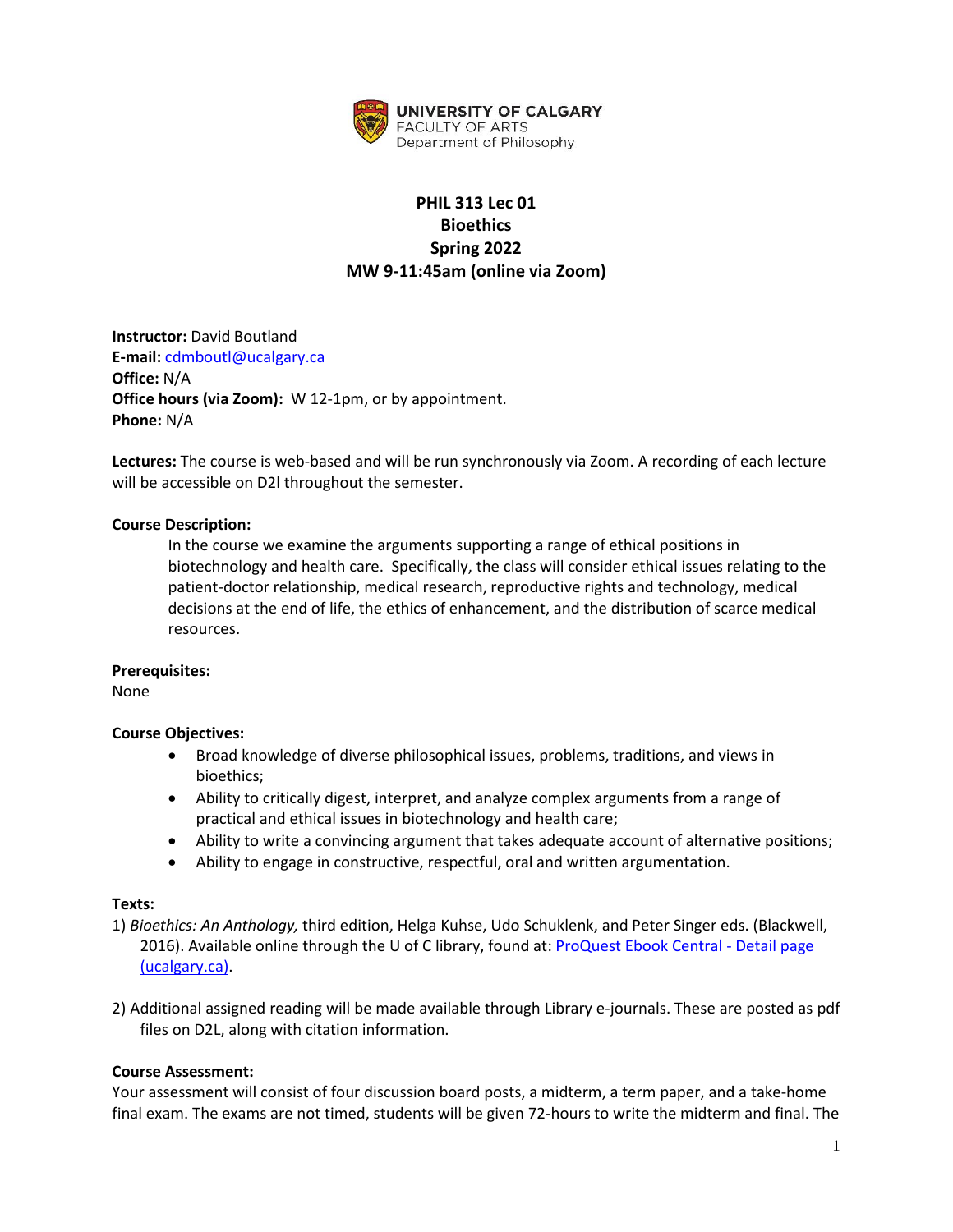UNIVERSITY OF CALGARY
FACULTY OF ARTS
Department of Philosophy

# PHIL 313 Lec 01
# Bioethics
# Spring 2022
# MW 9-11:45am (online via Zoom)

**Instructor:** David Boutland
**E-mail:** cdmboutl@ucalgary.ca
**Office:** N/A
**Office hours (via Zoom):** W 12-1pm, or by appointment.
**Phone:** N/A

**Lectures:** The course is web-based and will be run synchronously via Zoom. A recording of each lecture will be accessible on D2l throughout the semester.

**Course Description:**

In the course we examine the arguments supporting a range of ethical positions in biotechnology and health care. Specifically, the class will consider ethical issues relating to the patient-doctor relationship, medical research, reproductive rights and technology, medical decisions at the end of life, the ethics of enhancement, and the distribution of scarce medical resources.

**Prerequisites:**
None

**Course Objectives:**

- Broad knowledge of diverse philosophical issues, problems, traditions, and views in bioethics;
- Ability to critically digest, interpret, and analyze complex arguments from a range of practical and ethical issues in biotechnology and health care;
- Ability to write a convincing argument that takes adequate account of alternative positions;
- Ability to engage in constructive, respectful, oral and written argumentation.

**Texts:**

1) *Bioethics: An Anthology,* third edition, Helga Kuhse, Udo Schuklenk, and Peter Singer eds. (Blackwell, 2016). Available online through the U of C library, found at: [ProQuest Ebook Central - Detail page (ucalgary.ca)](ucalgary.ca).

2) Additional assigned reading will be made available through Library e-journals. These are posted as pdf files on D2L, along with citation information.

**Course Assessment:**
Your assessment will consist of four discussion board posts, a midterm, a term paper, and a take-home final exam. The exams are not timed, students will be given 72-hours to write the midterm and final. The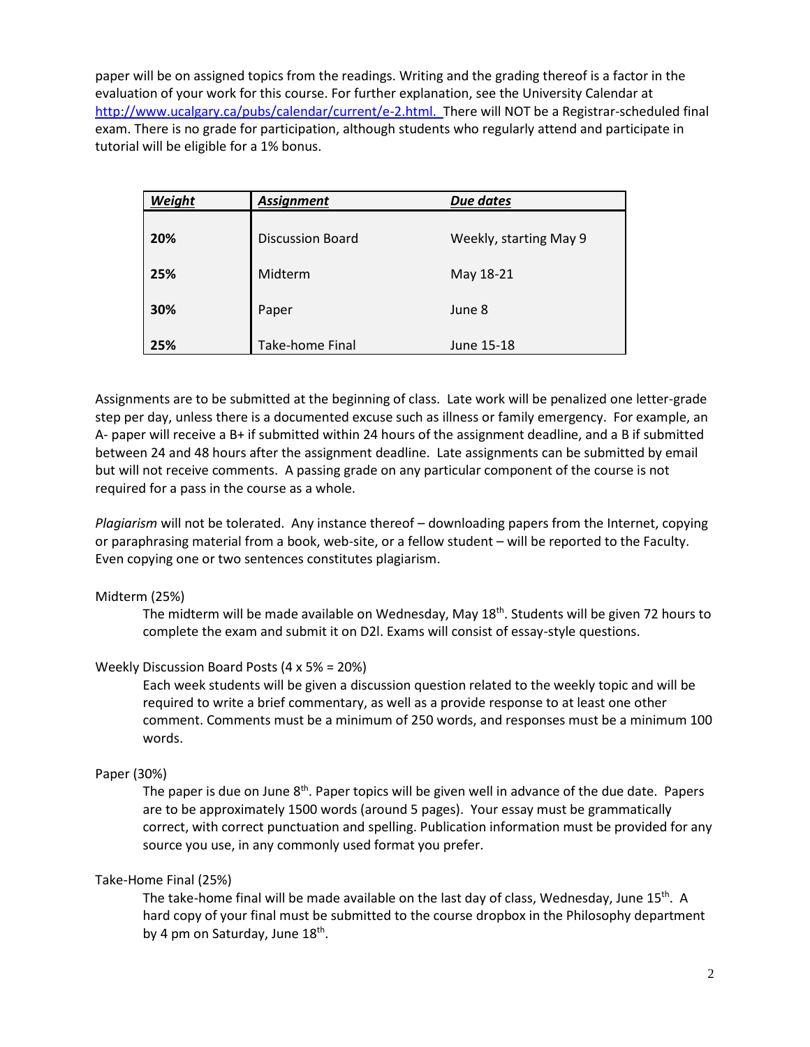paper will be on assigned topics from the readings. Writing and the grading thereof is a factor in the evaluation of your work for this course. For further explanation, see the University Calendar at [http://www.ucalgary.ca/pubs/calendar/current/e-2.html.](http://www.ucalgary.ca/pubs/calendar/current/e-2.html.) There will NOT be a Registrar-scheduled final exam. There is no grade for participation, although students who regularly attend and participate in tutorial will be eligible for a 1% bonus.

| ***Weight*** | ***Assignment*** | ***Due dates*** |
|---|---|---|
| **20%** | Discussion Board | Weekly, starting May 9 |
| **25%** | Midterm | May 18-21 |
| **30%** | Paper | June 8 |
| **25%** | Take-home Final | June 15-18 |

Assignments are to be submitted at the beginning of class. Late work will be penalized one letter-grade step per day, unless there is a documented excuse such as illness or family emergency. For example, an A- paper will receive a B+ if submitted within 24 hours of the assignment deadline, and a B if submitted between 24 and 48 hours after the assignment deadline. Late assignments can be submitted by email but will not receive comments. A passing grade on any particular component of the course is not required for a pass in the course as a whole.

*Plagiarism* will not be tolerated. Any instance thereof – downloading papers from the Internet, copying or paraphrasing material from a book, web-site, or a fellow student – will be reported to the Faculty. Even copying one or two sentences constitutes plagiarism.

Midterm (25%)

The midterm will be made available on Wednesday, May 18th. Students will be given 72 hours to complete the exam and submit it on D2l. Exams will consist of essay-style questions.

Weekly Discussion Board Posts (4 x 5% = 20%)

Each week students will be given a discussion question related to the weekly topic and will be required to write a brief commentary, as well as a provide response to at least one other comment. Comments must be a minimum of 250 words, and responses must be a minimum 100 words.

Paper (30%)

The paper is due on June 8th. Paper topics will be given well in advance of the due date. Papers are to be approximately 1500 words (around 5 pages). Your essay must be grammatically correct, with correct punctuation and spelling. Publication information must be provided for any source you use, in any commonly used format you prefer.

Take-Home Final (25%)

The take-home final will be made available on the last day of class, Wednesday, June 15th. A hard copy of your final must be submitted to the course dropbox in the Philosophy department by 4 pm on Saturday, June 18th.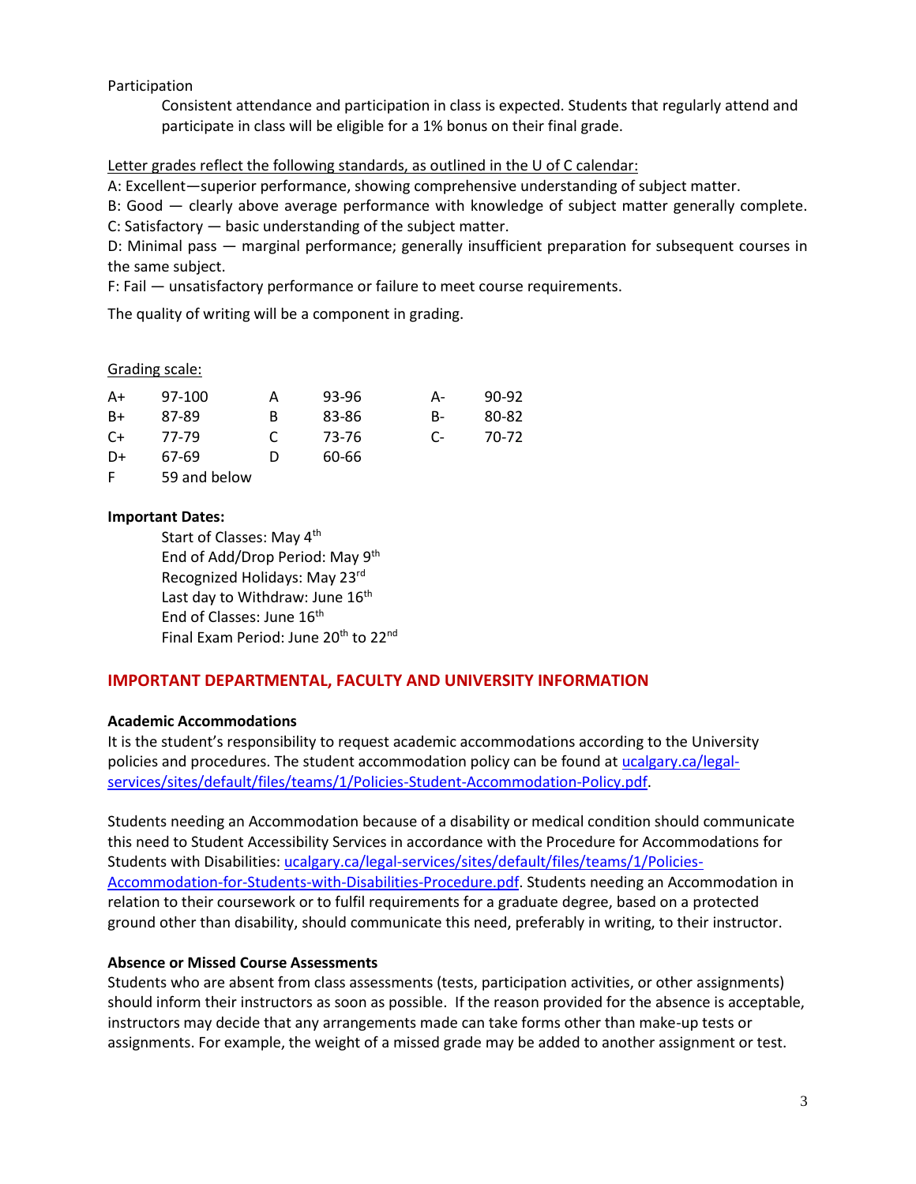Participation

Consistent attendance and participation in class is expected. Students that regularly attend and participate in class will be eligible for a 1% bonus on their final grade.

Letter grades reflect the following standards, as outlined in the U of C calendar:

A: Excellent—superior performance, showing comprehensive understanding of subject matter.
B: Good — clearly above average performance with knowledge of subject matter generally complete.
C: Satisfactory — basic understanding of the subject matter.
D: Minimal pass — marginal performance; generally insufficient preparation for subsequent courses in the same subject.
F: Fail — unsatisfactory performance or failure to meet course requirements.

The quality of writing will be a component in grading.

Grading scale:

| | | | | | |
|---|---|---|---|---|---|
| A+ | 97-100 | A | 93-96 | A- | 90-92 |
| B+ | 87-89 | B | 83-86 | B- | 80-82 |
| C+ | 77-79 | C | 73-76 | C- | 70-72 |
| D+ | 67-69 | D | 60-66 | | |
| F | 59 and below | | | | |

**Important Dates:**

Start of Classes: May 4th
End of Add/Drop Period: May 9th
Recognized Holidays: May 23rd
Last day to Withdraw: June 16th
End of Classes: June 16th
Final Exam Period: June 20th to 22nd

## IMPORTANT DEPARTMENTAL, FACULTY AND UNIVERSITY INFORMATION

**Academic Accommodations**

It is the student's responsibility to request academic accommodations according to the University policies and procedures. The student accommodation policy can be found at [ucalgary.ca/legal-services/sites/default/files/teams/1/Policies-Student-Accommodation-Policy.pdf](ucalgary.ca/legal-services/sites/default/files/teams/1/Policies-Student-Accommodation-Policy.pdf).

Students needing an Accommodation because of a disability or medical condition should communicate this need to Student Accessibility Services in accordance with the Procedure for Accommodations for Students with Disabilities: [ucalgary.ca/legal-services/sites/default/files/teams/1/Policies-Accommodation-for-Students-with-Disabilities-Procedure.pdf](ucalgary.ca/legal-services/sites/default/files/teams/1/Policies-Accommodation-for-Students-with-Disabilities-Procedure.pdf). Students needing an Accommodation in relation to their coursework or to fulfil requirements for a graduate degree, based on a protected ground other than disability, should communicate this need, preferably in writing, to their instructor.

**Absence or Missed Course Assessments**

Students who are absent from class assessments (tests, participation activities, or other assignments) should inform their instructors as soon as possible. If the reason provided for the absence is acceptable, instructors may decide that any arrangements made can take forms other than make-up tests or assignments. For example, the weight of a missed grade may be added to another assignment or test.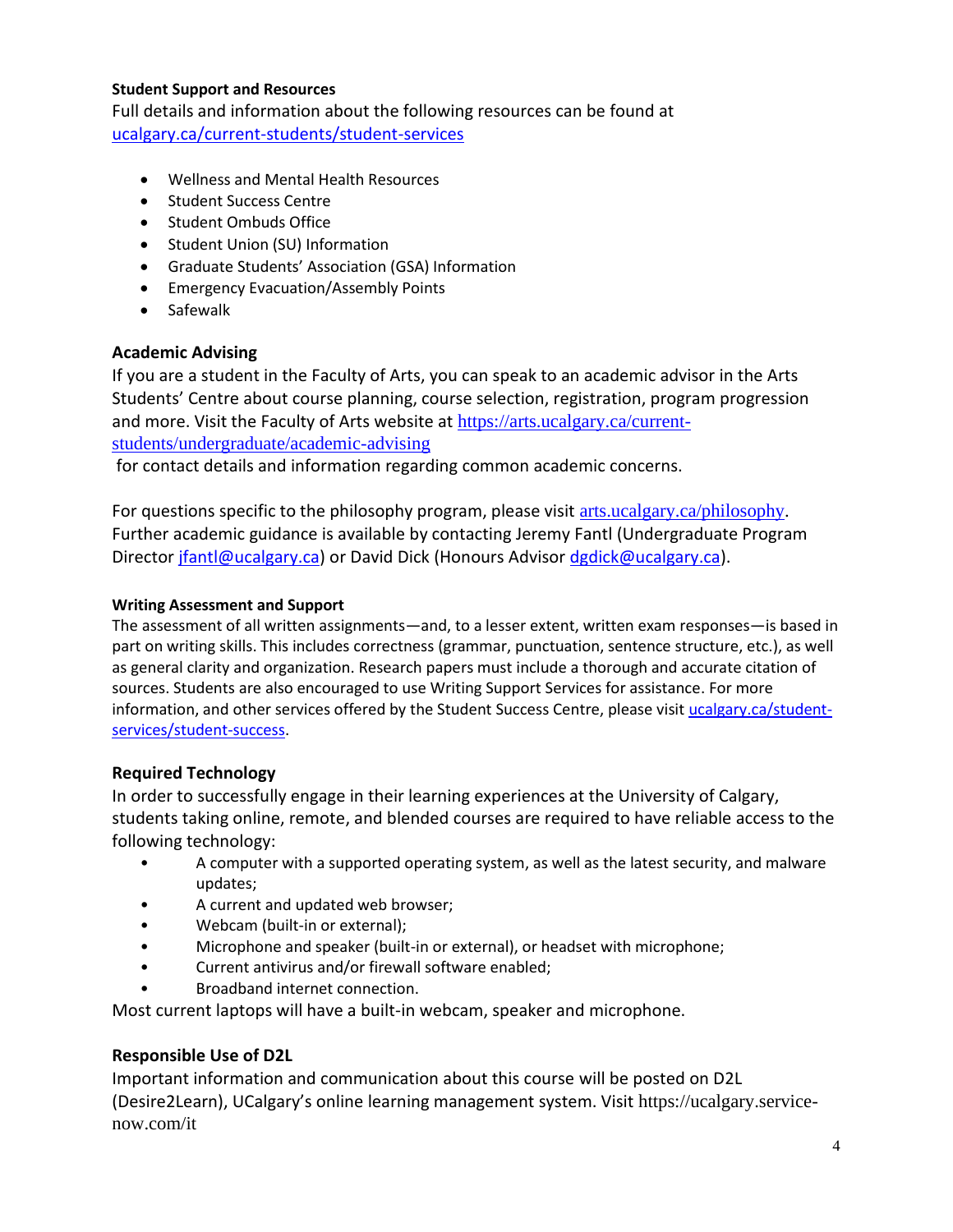**Student Support and Resources**

Full details and information about the following resources can be found at [ucalgary.ca/current-students/student-services](ucalgary.ca/current-students/student-services)

- Wellness and Mental Health Resources
- Student Success Centre
- Student Ombuds Office
- Student Union (SU) Information
- Graduate Students' Association (GSA) Information
- Emergency Evacuation/Assembly Points
- Safewalk

**Academic Advising**

If you are a student in the Faculty of Arts, you can speak to an academic advisor in the Arts Students' Centre about course planning, course selection, registration, program progression and more. Visit the Faculty of Arts website at [https://arts.ucalgary.ca/current-students/undergraduate/academic-advising](https://arts.ucalgary.ca/current-students/undergraduate/academic-advising) for contact details and information regarding common academic concerns.

For questions specific to the philosophy program, please visit [arts.ucalgary.ca/philosophy](arts.ucalgary.ca/philosophy). Further academic guidance is available by contacting Jeremy Fantl (Undergraduate Program Director [jfantl@ucalgary.ca](mailto:jfantl@ucalgary.ca)) or David Dick (Honours Advisor [dgdick@ucalgary.ca](mailto:dgdick@ucalgary.ca)).

**Writing Assessment and Support**

The assessment of all written assignments—and, to a lesser extent, written exam responses—is based in part on writing skills. This includes correctness (grammar, punctuation, sentence structure, etc.), as well as general clarity and organization. Research papers must include a thorough and accurate citation of sources. Students are also encouraged to use Writing Support Services for assistance. For more information, and other services offered by the Student Success Centre, please visit [ucalgary.ca/student-services/student-success](ucalgary.ca/student-services/student-success).

**Required Technology**

In order to successfully engage in their learning experiences at the University of Calgary, students taking online, remote, and blended courses are required to have reliable access to the following technology:

- A computer with a supported operating system, as well as the latest security, and malware updates;
- A current and updated web browser;
- Webcam (built-in or external);
- Microphone and speaker (built-in or external), or headset with microphone;
- Current antivirus and/or firewall software enabled;
- Broadband internet connection.

Most current laptops will have a built-in webcam, speaker and microphone.

**Responsible Use of D2L**

Important information and communication about this course will be posted on D2L (Desire2Learn), UCalgary's online learning management system. Visit https://ucalgary.service-now.com/it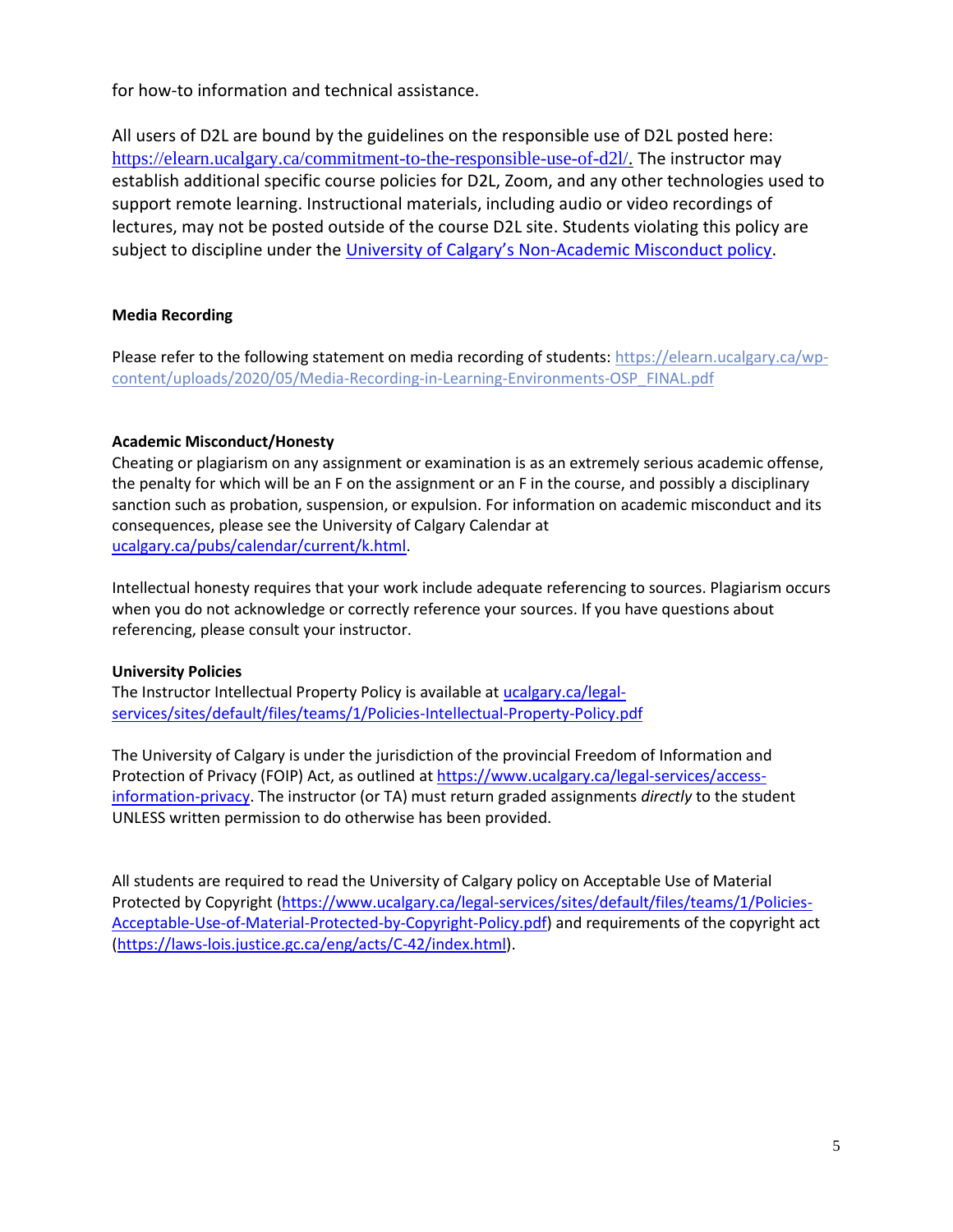for how-to information and technical assistance.

All users of D2L are bound by the guidelines on the responsible use of D2L posted here: [https://elearn.ucalgary.ca/commitment-to-the-responsible-use-of-d2l/.](https://elearn.ucalgary.ca/commitment-to-the-responsible-use-of-d2l/) The instructor may establish additional specific course policies for D2L, Zoom, and any other technologies used to support remote learning. Instructional materials, including audio or video recordings of lectures, may not be posted outside of the course D2L site. Students violating this policy are subject to discipline under the [University of Calgary's Non-Academic Misconduct policy](#).

**Media Recording**

Please refer to the following statement on media recording of students: [https://elearn.ucalgary.ca/wp-content/uploads/2020/05/Media-Recording-in-Learning-Environments-OSP_FINAL.pdf](https://elearn.ucalgary.ca/wp-content/uploads/2020/05/Media-Recording-in-Learning-Environments-OSP_FINAL.pdf)

**Academic Misconduct/Honesty**

Cheating or plagiarism on any assignment or examination is as an extremely serious academic offense, the penalty for which will be an F on the assignment or an F in the course, and possibly a disciplinary sanction such as probation, suspension, or expulsion. For information on academic misconduct and its consequences, please see the University of Calgary Calendar at [ucalgary.ca/pubs/calendar/current/k.html](ucalgary.ca/pubs/calendar/current/k.html).

Intellectual honesty requires that your work include adequate referencing to sources. Plagiarism occurs when you do not acknowledge or correctly reference your sources. If you have questions about referencing, please consult your instructor.

**University Policies**

The Instructor Intellectual Property Policy is available at [ucalgary.ca/legal-services/sites/default/files/teams/1/Policies-Intellectual-Property-Policy.pdf](ucalgary.ca/legal-services/sites/default/files/teams/1/Policies-Intellectual-Property-Policy.pdf)

The University of Calgary is under the jurisdiction of the provincial Freedom of Information and Protection of Privacy (FOIP) Act, as outlined at [https://www.ucalgary.ca/legal-services/access-information-privacy](https://www.ucalgary.ca/legal-services/access-information-privacy). The instructor (or TA) must return graded assignments *directly* to the student UNLESS written permission to do otherwise has been provided.

All students are required to read the University of Calgary policy on Acceptable Use of Material Protected by Copyright ([https://www.ucalgary.ca/legal-services/sites/default/files/teams/1/Policies-Acceptable-Use-of-Material-Protected-by-Copyright-Policy.pdf](https://www.ucalgary.ca/legal-services/sites/default/files/teams/1/Policies-Acceptable-Use-of-Material-Protected-by-Copyright-Policy.pdf)) and requirements of the copyright act ([https://laws-lois.justice.gc.ca/eng/acts/C-42/index.html](https://laws-lois.justice.gc.ca/eng/acts/C-42/index.html)).